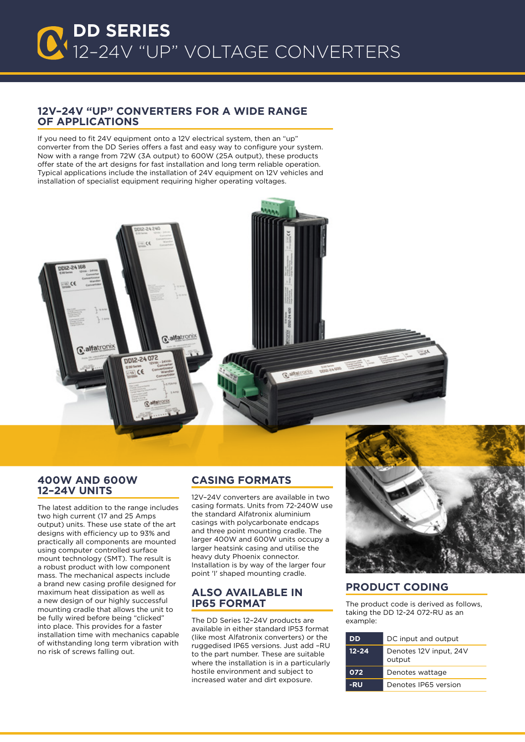# DD SERIES
# 12–24V "UP" VOLTAGE CONVERTERS

## 12V–24V "UP" CONVERTERS FOR A WIDE RANGE OF APPLICATIONS

If you need to fit 24V equipment onto a 12V electrical system, then an "up" converter from the DD Series offers a fast and easy way to configure your system. Now with a range from 72W (3A output) to 600W (25A output), these products offer state of the art designs for fast installation and long term reliable operation. Typical applications include the installation of 24V equipment on 12V vehicles and installation of specialist equipment requiring higher operating voltages.

## 400W AND 600W 12–24V UNITS

The latest addition to the range includes two high current (17 and 25 Amps output) units. These use state of the art designs with efficiency up to 93% and practically all components are mounted using computer controlled surface mount technology (SMT). The result is a robust product with low component mass. The mechanical aspects include a brand new casing profile designed for maximum heat dissipation as well as a new design of our highly successful mounting cradle that allows the unit to be fully wired before being "clicked" into place. This provides for a faster installation time with mechanics capable of withstanding long term vibration with no risk of screws falling out.

## CASING FORMATS

12V–24V converters are available in two casing formats. Units from 72-240W use the standard Alfatronix aluminium casings with polycarbonate endcaps and three point mounting cradle. The larger 400W and 600W units occupy a larger heatsink casing and utilise the heavy duty Phoenix connector. Installation is by way of the larger four point 'I' shaped mounting cradle.

## ALSO AVAILABLE IN IP65 FORMAT

The DD Series 12–24V products are available in either standard IP53 format (like most Alfatronix converters) or the ruggedised IP65 versions. Just add –RU to the part number. These are suitable where the installation is in a particularly hostile environment and subject to increased water and dirt exposure.

## PRODUCT CODING

The product code is derived as follows, taking the DD 12-24 072-RU as an example:

| Code | Meaning |
| --- | --- |
| DD | DC input and output |
| 12-24 | Denotes 12V input, 24V output |
| 072 | Denotes wattage |
| -RU | Denotes IP65 version |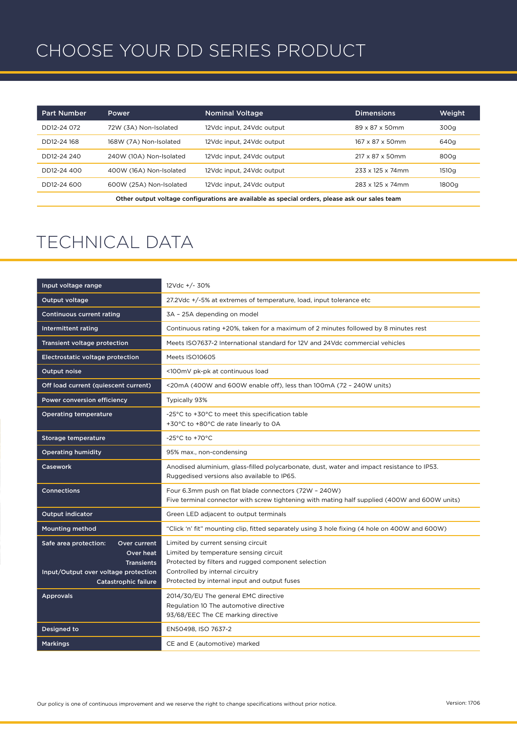# CHOOSE YOUR DD SERIES PRODUCT

| Part Number | Power | Nominal Voltage | Dimensions | Weight |
|---|---|---|---|---|
| DD12-24 072 | 72W (3A) Non-Isolated | 12Vdc input, 24Vdc output | 89 x 87 x 50mm | 300g |
| DD12-24 168 | 168W (7A) Non-Isolated | 12Vdc input, 24Vdc output | 167 x 87 x 50mm | 640g |
| DD12-24 240 | 240W (10A) Non-Isolated | 12Vdc input, 24Vdc output | 217 x 87 x 50mm | 800g |
| DD12-24 400 | 400W (16A) Non-Isolated | 12Vdc input, 24Vdc output | 233 x 125 x 74mm | 1510g |
| DD12-24 600 | 600W (25A) Non-Isolated | 12Vdc input, 24Vdc output | 283 x 125 x 74mm | 1800g |

**Other output voltage configurations are available as special orders, please ask our sales team**

# TECHNICAL DATA

| | |
|---|---|
| **Input voltage range** | 12Vdc +/- 30% |
| **Output voltage** | 27.2Vdc +/-5% at extremes of temperature, load, input tolerance etc |
| **Continuous current rating** | 3A – 25A depending on model |
| **Intermittent rating** | Continuous rating +20%, taken for a maximum of 2 minutes followed by 8 minutes rest |
| **Transient voltage protection** | Meets ISO7637-2 International standard for 12V and 24Vdc commercial vehicles |
| **Electrostatic voltage protection** | Meets ISO10605 |
| **Output noise** | <100mV pk-pk at continuous load |
| **Off load current (quiescent current)** | <20mA (400W and 600W enable off), less than 100mA (72 – 240W units) |
| **Power conversion efficiency** | Typically 93% |
| **Operating temperature** | -25°C to +30°C to meet this specification table<br>+30°C to +80°C de rate linearly to 0A |
| **Storage temperature** | -25°C to +70°C |
| **Operating humidity** | 95% max., non-condensing |
| **Casework** | Anodised aluminium, glass-filled polycarbonate, dust, water and impact resistance to IP53. Ruggedised versions also available to IP65. |
| **Connections** | Four 6.3mm push on flat blade connectors (72W – 240W)<br>Five terminal connector with screw tightening with mating half supplied (400W and 600W units) |
| **Output indicator** | Green LED adjacent to output terminals |
| **Mounting method** | "Click 'n' fit" mounting clip, fitted separately using 3 hole fixing (4 hole on 400W and 600W) |
| **Safe area protection: Over current** | Limited by current sensing circuit |
| **Over heat** | Limited by temperature sensing circuit |
| **Transients** | Protected by filters and rugged component selection |
| **Input/Output over voltage protection** | Controlled by internal circuitry |
| **Catastrophic failure** | Protected by internal input and output fuses |
| **Approvals** | 2014/30/EU The general EMC directive<br>Regulation 10 The automotive directive<br>93/68/EEC The CE marking directive |
| **Designed to** | EN50498, ISO 7637-2 |
| **Markings** | CE and E (automotive) marked |

Our policy is one of continuous improvement and we reserve the right to change specifications without prior notice.

Version: 1706